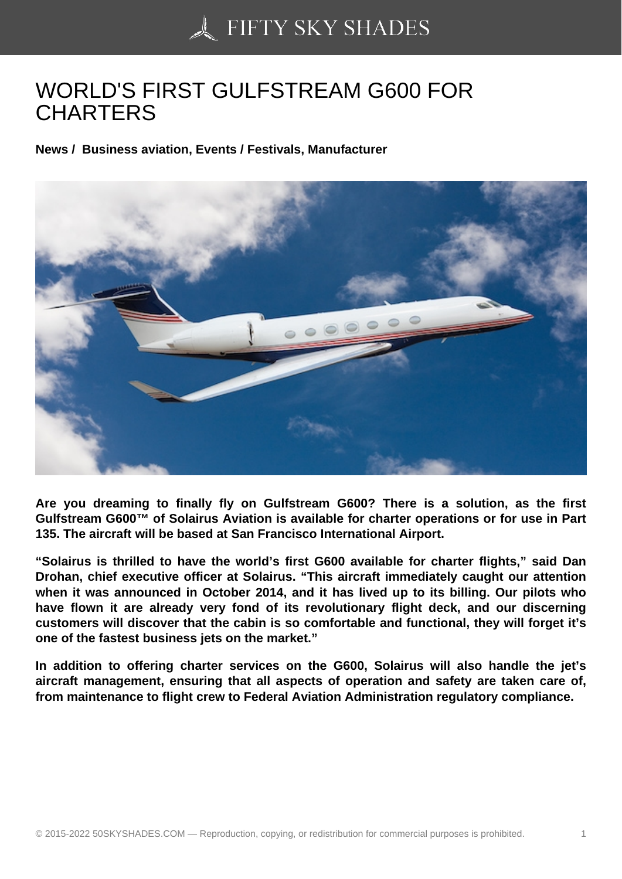# WORLD'S FIRST GULFSTREAM G600 FOR CHARTERS

**News / Business aviation, Events / Festivals, Manufacturer**

**Are you dreaming to finally fly on Gulfstream G600? There is a solution, as the first Gulfstream G600™ of Solairus Aviation is available for charter operations or for use in Part 135. The aircraft will be based at San Francisco International Airport.**

**"Solairus is thrilled to have the world's first G600 available for charter flights," said Dan Drohan, chief executive officer at Solairus. "This aircraft immediately caught our attention when it was announced in October 2014, and it has lived up to its billing. Our pilots who have flown it are already very fond of its revolutionary flight deck, and our discerning customers will discover that the cabin is so comfortable and functional, they will forget it's one of the fastest business jets on the market."**

**In addition to offering charter services on the G600, Solairus will also handle the jet's aircraft management, ensuring that all aspects of operation and safety are taken care of, from maintenance to flight crew to Federal Aviation Administration regulatory compliance.**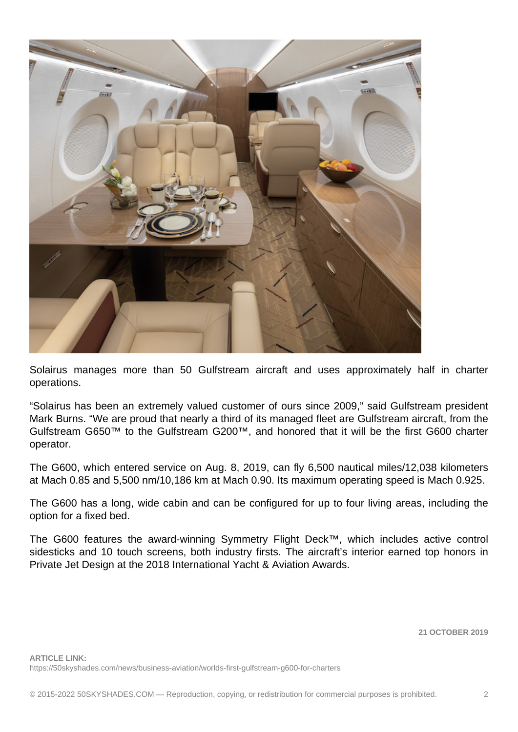Solairus manages more than 50 Gulfstream aircraft and uses approximately half in charter operations.

“Solairus has been an extremely valued customer of ours since 2009,” said Gulfstream president Mark Burns. “We are proud that nearly a third of its managed fleet are Gulfstream aircraft, from the Gulfstream G650™ to the Gulfstream G200™, and honored that it will be the first G600 charter operator.

The G600, which entered service on Aug. 8, 2019, can fly 6,500 nautical miles/12,038 kilometers at Mach 0.85 and 5,500 nm/10,186 km at Mach 0.90. Its maximum operating speed is Mach 0.925.

The G600 has a long, wide cabin and can be configured for up to four living areas, including the option for a fixed bed.

The G600 features the award-winning Symmetry Flight Deck™, which includes active control sidesticks and 10 touch screens, both industry firsts. The aircraft’s interior earned top honors in Private Jet Design at the 2018 International Yacht & Aviation Awards.

**21 OCTOBER 2019**

**ARTICLE LINK:**
https://50skyshades.com/news/business-aviation/worlds-first-gulfstream-g600-for-charters

© 2015-2022 50SKYSHADES.COM — Reproduction, copying, or redistribution for commercial purposes is prohibited.